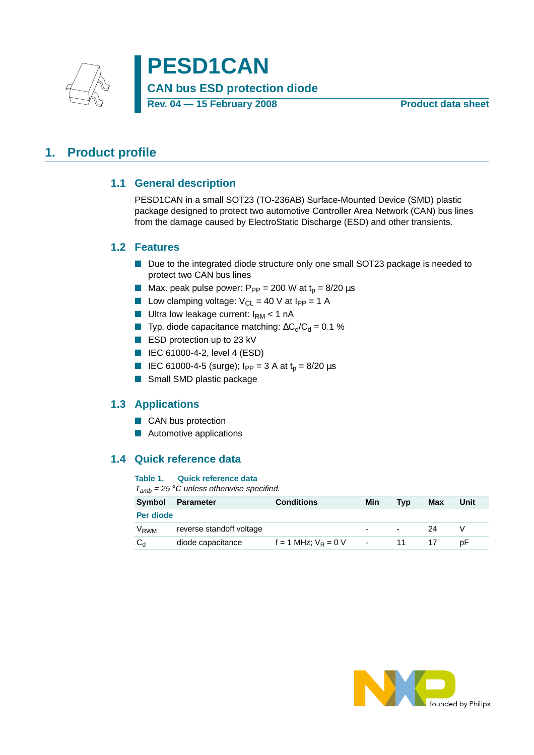# PESD1CAN

**CAN bus ESD protection diode**

**Rev. 04 — 15 February 2008** **Product data sheet**

## 1. Product profile

### 1.1 General description

PESD1CAN in a small SOT23 (TO-236AB) Surface-Mounted Device (SMD) plastic package designed to protect two automotive Controller Area Network (CAN) bus lines from the damage caused by ElectroStatic Discharge (ESD) and other transients.

### 1.2 Features

- Due to the integrated diode structure only one small SOT23 package is needed to protect two CAN bus lines
- Max. peak pulse power: $P_{PP}$ = 200 W at $t_p$ = 8/20 µs
- Low clamping voltage: $V_{CL}$ = 40 V at $I_{PP}$ = 1 A
- Ultra low leakage current: $I_{RM}$ < 1 nA
- Typ. diode capacitance matching: $\Delta C_d/C_d$ = 0.1 %
- ESD protection up to 23 kV
- IEC 61000-4-2, level 4 (ESD)
- IEC 61000-4-5 (surge); $I_{PP}$ = 3 A at $t_p$ = 8/20 µs
- Small SMD plastic package

### 1.3 Applications

- CAN bus protection
- Automotive applications

### 1.4 Quick reference data

**Table 1. Quick reference data**

*$T_{amb}$ = 25 °C unless otherwise specified.*

| Symbol | Parameter | Conditions | Min | Typ | Max | Unit |
|---|---|---|---|---|---|---|
| **Per diode** | | | | | | |
| $V_{RWM}$ | reverse standoff voltage | | - | - | 24 | V |
| $C_d$ | diode capacitance | f = 1 MHz; $V_R$ = 0 V | - | 11 | 17 | pF |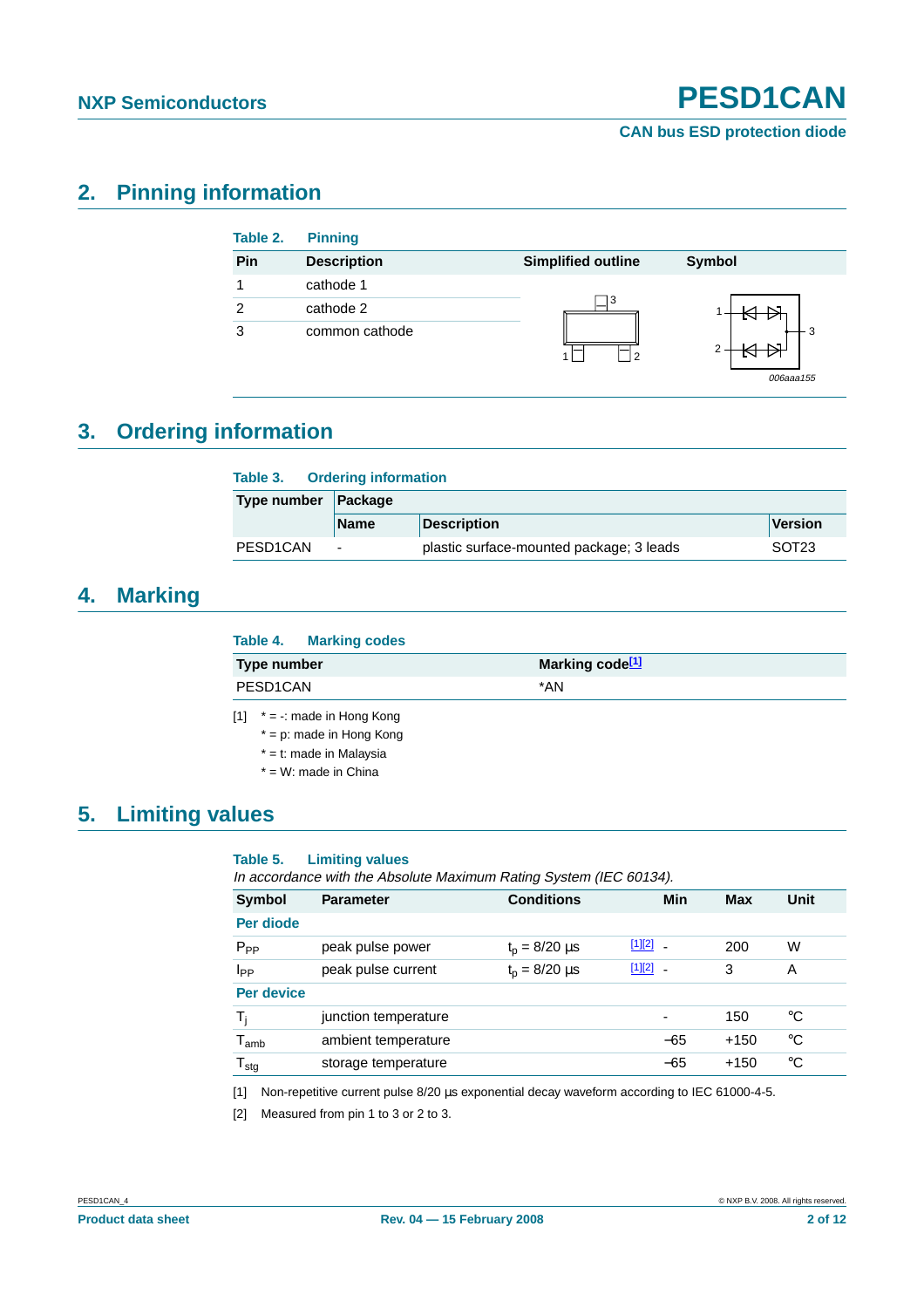## 2. Pinning information

**Table 2. Pinning**

| Pin | Description | Simplified outline | Symbol |
|---|---|---|---|
| 1 | cathode 1 | | |
| 2 | cathode 2 | | |
| 3 | common cathode | | |

## 3. Ordering information

**Table 3. Ordering information**

| Type number | Package | | |
|---|---|---|---|
| | Name | Description | Version |
| PESD1CAN | - | plastic surface-mounted package; 3 leads | SOT23 |

## 4. Marking

**Table 4. Marking codes**

| Type number | Marking code[1] |
|---|---|
| PESD1CAN | *AN |

[1] * = -: made in Hong Kong
* = p: made in Hong Kong
* = t: made in Malaysia
* = W: made in China

## 5. Limiting values

**Table 5. Limiting values**

*In accordance with the Absolute Maximum Rating System (IEC 60134).*

| Symbol | Parameter | Conditions | | Min | Max | Unit |
|---|---|---|---|---|---|---|
| **Per diode** | | | | | | |
| $P_{PP}$ | peak pulse power | $t_p$ = 8/20 µs | [1][2] | - | 200 | W |
| $I_{PP}$ | peak pulse current | $t_p$ = 8/20 µs | [1][2] | - | 3 | A |
| **Per device** | | | | | | |
| $T_j$ | junction temperature | | | - | 150 | °C |
| $T_{amb}$ | ambient temperature | | | −65 | +150 | °C |
| $T_{stg}$ | storage temperature | | | −65 | +150 | °C |

[1] Non-repetitive current pulse 8/20 µs exponential decay waveform according to IEC 61000-4-5.

[2] Measured from pin 1 to 3 or 2 to 3.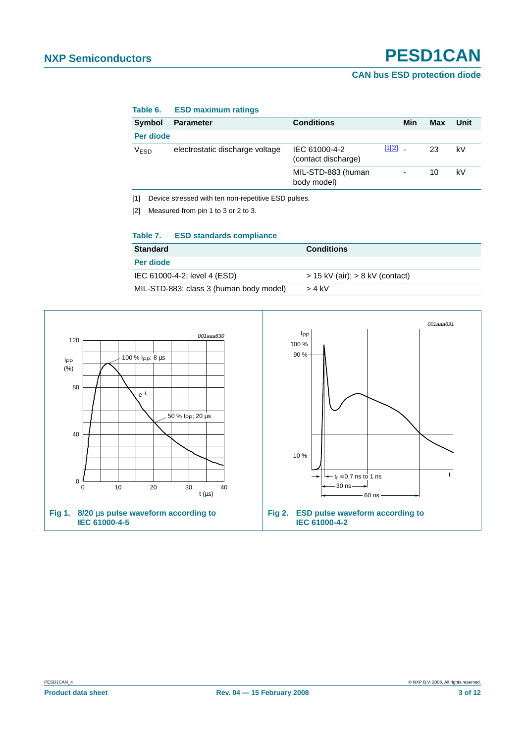**Table 6. ESD maximum ratings**

| Symbol | Parameter | Conditions | | Min | Max | Unit |
|---|---|---|---|---|---|---|
| **Per diode** | | | | | | |
| $V_{ESD}$ | electrostatic discharge voltage | IEC 61000-4-2 (contact discharge) | [1][2] | - | 23 | kV |
| | | MIL-STD-883 (human body model) | | - | 10 | kV |

[1] Device stressed with ten non-repetitive ESD pulses.

[2] Measured from pin 1 to 3 or 2 to 3.

**Table 7. ESD standards compliance**

| Standard | Conditions |
|---|---|
| **Per diode** | |
| IEC 61000-4-2; level 4 (ESD) | > 15 kV (air); > 8 kV (contact) |
| MIL-STD-883; class 3 (human body model) | > 4 kV |

**Fig 1. 8/20 µs pulse waveform according to IEC 61000-4-5**

**Fig 2. ESD pulse waveform according to IEC 61000-4-2**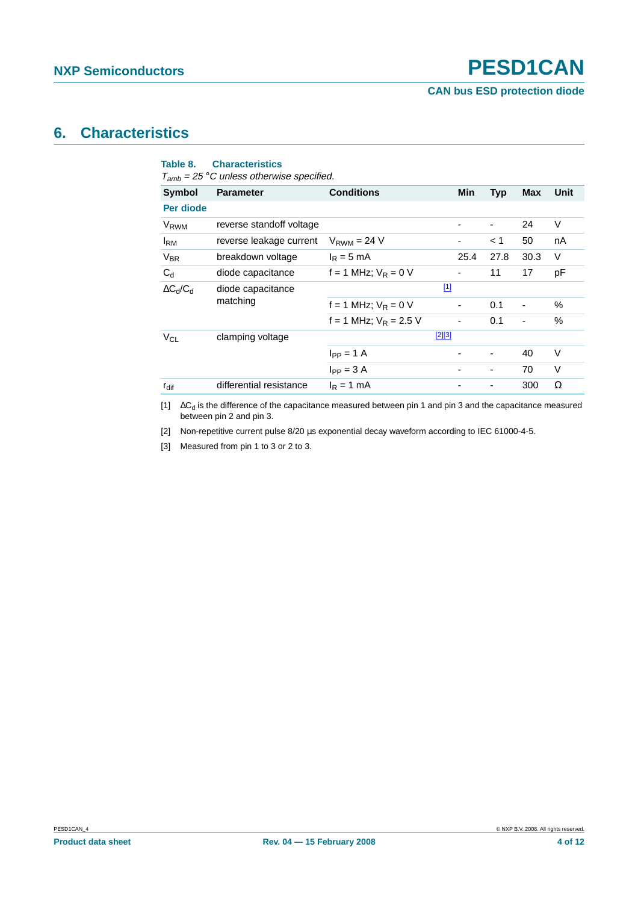## 6. Characteristics

**Table 8. Characteristics**

*$T_{amb}$ = 25 °C unless otherwise specified.*

| Symbol | Parameter | Conditions | Min | Typ | Max | Unit |
|---|---|---|---|---|---|---|
| **Per diode** | | | | | | |
| $V_{RWM}$ | reverse standoff voltage | | - | - | 24 | V |
| $I_{RM}$ | reverse leakage current | $V_{RWM}$ = 24 V | - | < 1 | 50 | nA |
| $V_{BR}$ | breakdown voltage | $I_R$ = 5 mA | 25.4 | 27.8 | 30.3 | V |
| $C_d$ | diode capacitance | f = 1 MHz; $V_R$ = 0 V | - | 11 | 17 | pF |
| $\Delta C_d/C_d$ | diode capacitance matching | [1] | | | | |
| | | f = 1 MHz; $V_R$ = 0 V | - | 0.1 | - | % |
| | | f = 1 MHz; $V_R$ = 2.5 V | - | 0.1 | - | % |
| $V_{CL}$ | clamping voltage | [2][3] | | | | |
| | | $I_{PP}$ = 1 A | - | - | 40 | V |
| | | $I_{PP}$ = 3 A | - | - | 70 | V |
| $r_{dif}$ | differential resistance | $I_R$ = 1 mA | - | - | 300 | Ω |

[1] $\Delta C_d$ is the difference of the capacitance measured between pin 1 and pin 3 and the capacitance measured between pin 2 and pin 3.

[2] Non-repetitive current pulse 8/20 μs exponential decay waveform according to IEC 61000-4-5.

[3] Measured from pin 1 to 3 or 2 to 3.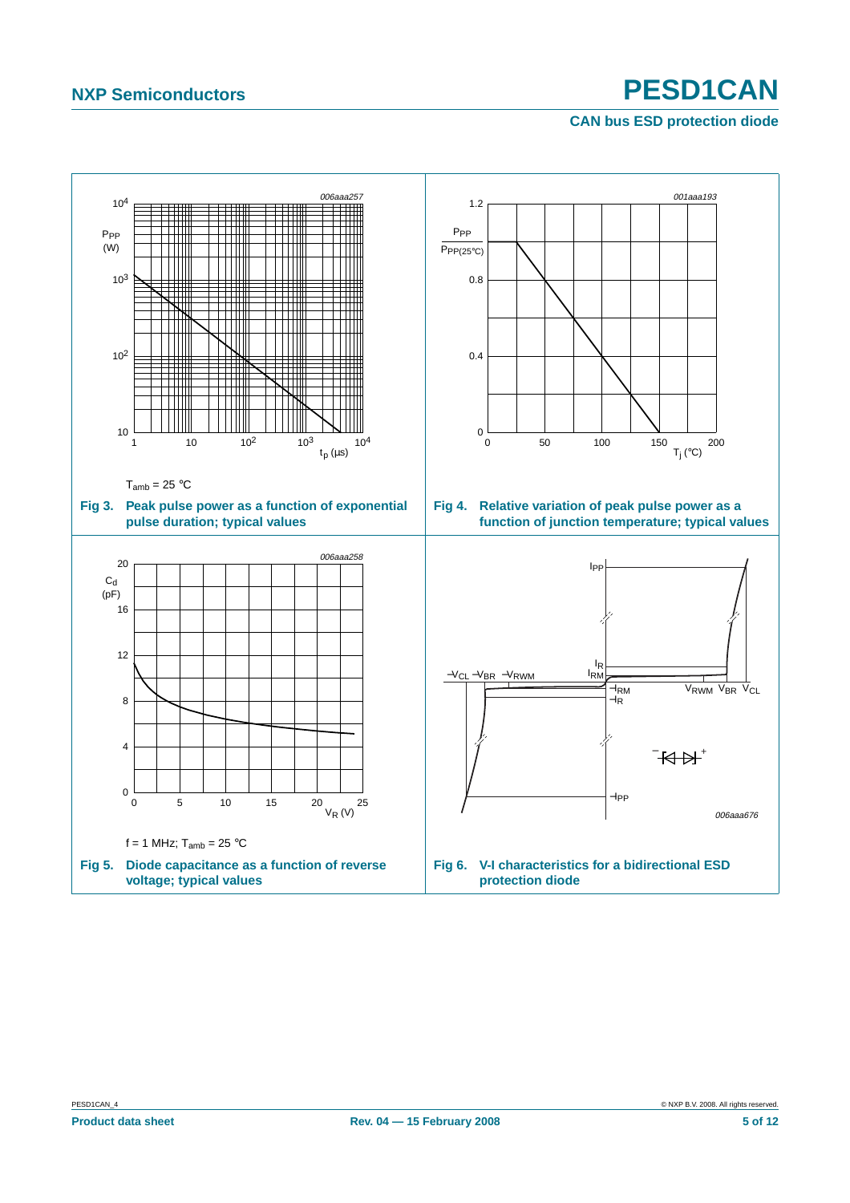$T_{amb} = 25\ °C$

**Fig 3. Peak pulse power as a function of exponential pulse duration; typical values**

**Fig 4. Relative variation of peak pulse power as a function of junction temperature; typical values**

$f = 1\ MHz$; $T_{amb} = 25\ °C$

**Fig 5. Diode capacitance as a function of reverse voltage; typical values**

**Fig 6. V-I characteristics for a bidirectional ESD protection diode**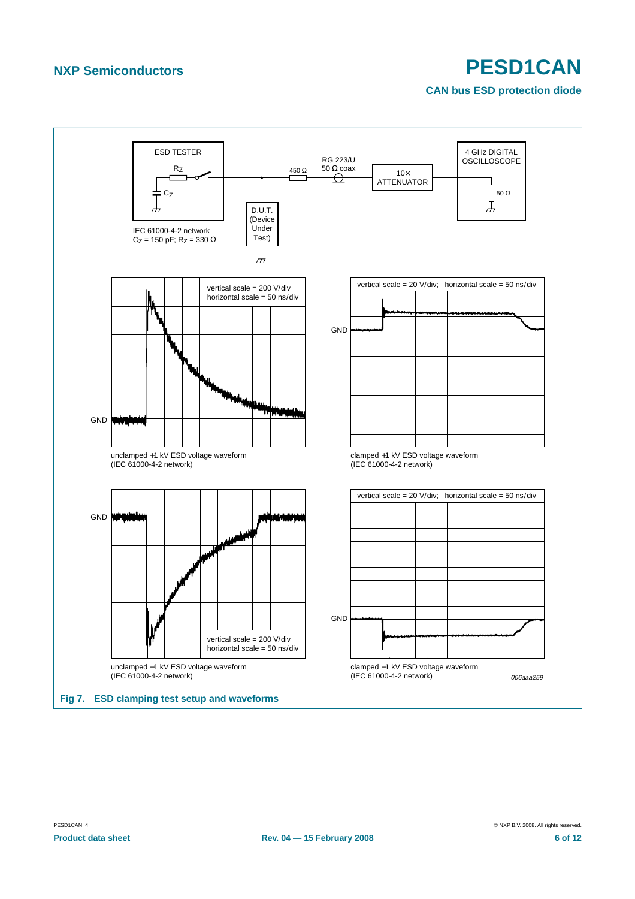ESD TESTER

$R_Z$

$C_Z$

IEC 61000-4-2 network
$C_Z$ = 150 pF; $R_Z$ = 330 Ω

450 Ω

RG 223/U
50 Ω coax

D.U.T.
(Device
Under
Test)

10×
ATTENUATOR

4 GHz DIGITAL
OSCILLOSCOPE

50 Ω

vertical scale = 200 V/div
horizontal scale = 50 ns/div

GND

unclamped +1 kV ESD voltage waveform
(IEC 61000-4-2 network)

vertical scale = 20 V/div; horizontal scale = 50 ns/div

GND

clamped +1 kV ESD voltage waveform
(IEC 61000-4-2 network)

GND

vertical scale = 200 V/div
horizontal scale = 50 ns/div

unclamped −1 kV ESD voltage waveform
(IEC 61000-4-2 network)

vertical scale = 20 V/div; horizontal scale = 50 ns/div

GND

clamped −1 kV ESD voltage waveform
(IEC 61000-4-2 network)

*006aaa259*

**Fig 7. ESD clamping test setup and waveforms**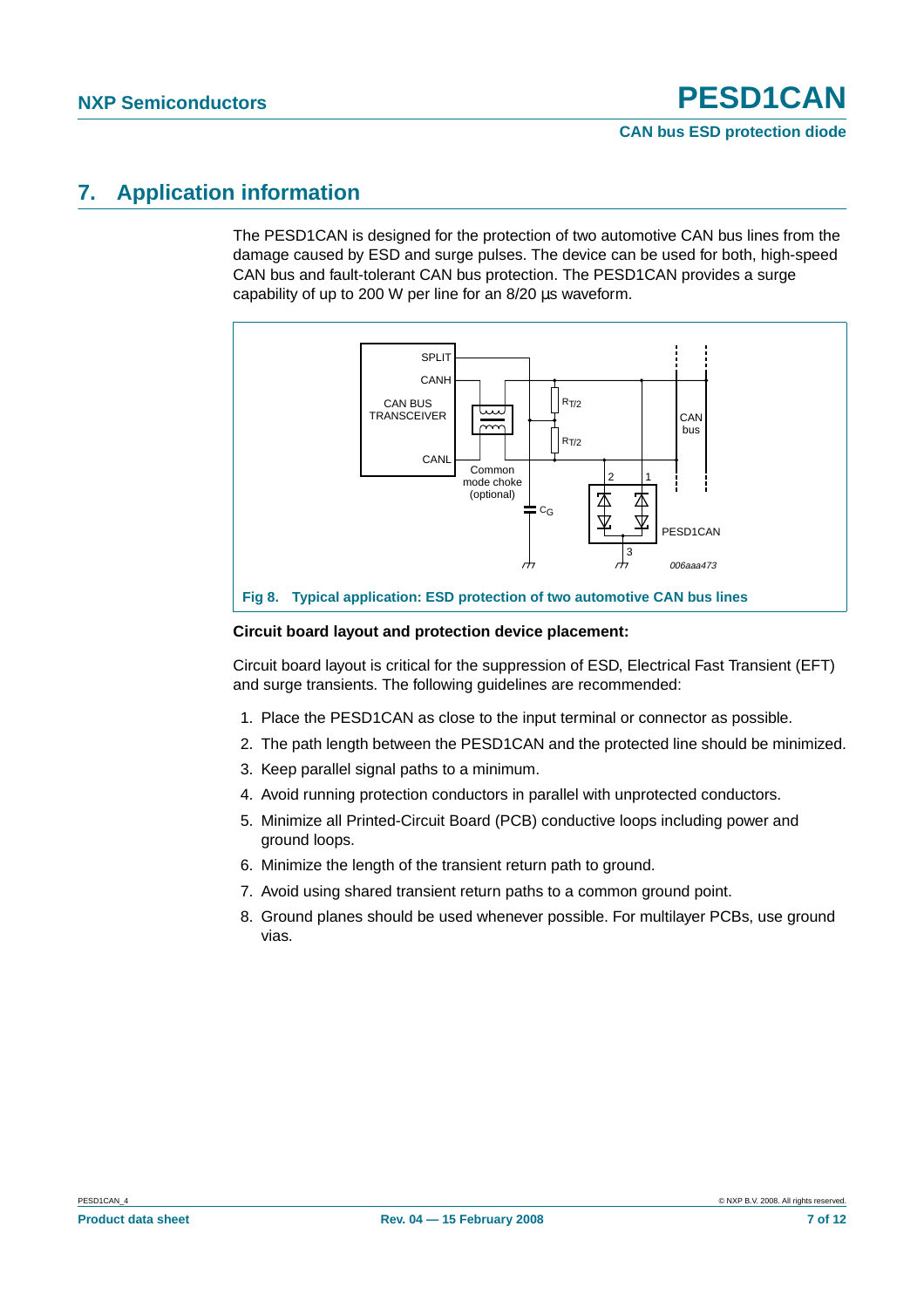# 7. Application information

The PESD1CAN is designed for the protection of two automotive CAN bus lines from the damage caused by ESD and surge pulses. The device can be used for both, high-speed CAN bus and fault-tolerant CAN bus protection. The PESD1CAN provides a surge capability of up to 200 W per line for an 8/20 µs waveform.

**Fig 8. Typical application: ESD protection of two automotive CAN bus lines**

**Circuit board layout and protection device placement:**

Circuit board layout is critical for the suppression of ESD, Electrical Fast Transient (EFT) and surge transients. The following guidelines are recommended:

1. Place the PESD1CAN as close to the input terminal or connector as possible.
2. The path length between the PESD1CAN and the protected line should be minimized.
3. Keep parallel signal paths to a minimum.
4. Avoid running protection conductors in parallel with unprotected conductors.
5. Minimize all Printed-Circuit Board (PCB) conductive loops including power and ground loops.
6. Minimize the length of the transient return path to ground.
7. Avoid using shared transient return paths to a common ground point.
8. Ground planes should be used whenever possible. For multilayer PCBs, use ground vias.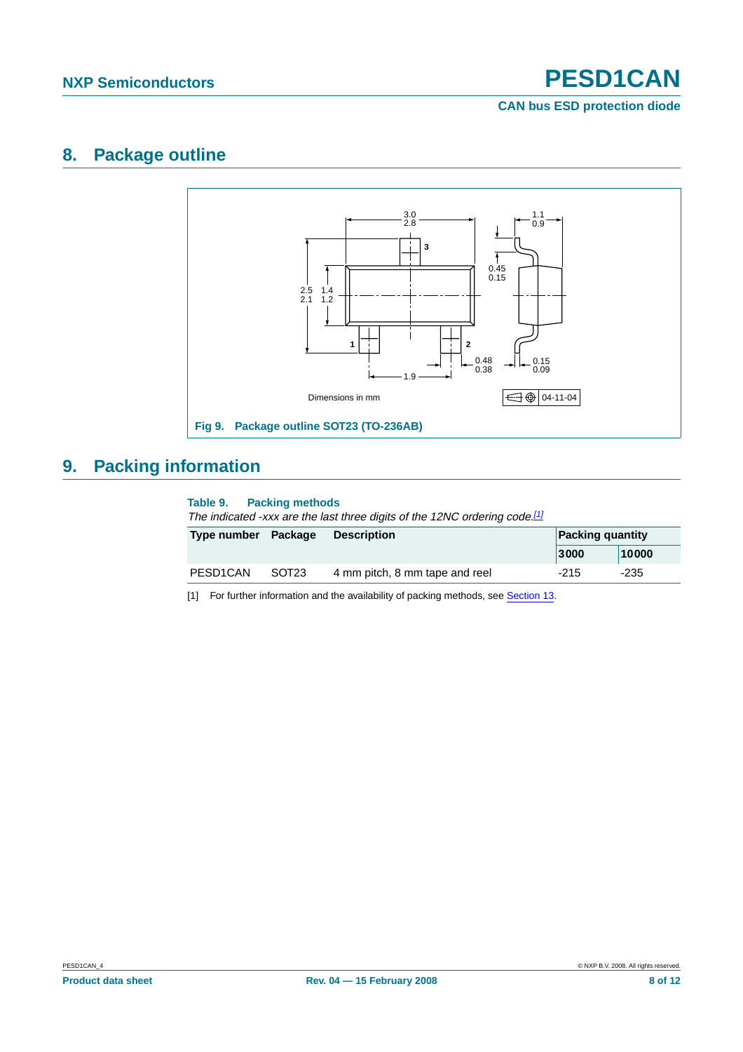## 8. Package outline

Dimensions in mm

04-11-04

Fig 9. Package outline SOT23 (TO-236AB)

## 9. Packing information

**Table 9. Packing methods**

*The indicated -xxx are the last three digits of the 12NC ordering code.[1]*

| Type number | Package | Description | Packing quantity | |
|---|---|---|---|---|
| | | | 3000 | 10000 |
| PESD1CAN | SOT23 | 4 mm pitch, 8 mm tape and reel | -215 | -235 |

[1] For further information and the availability of packing methods, see Section 13.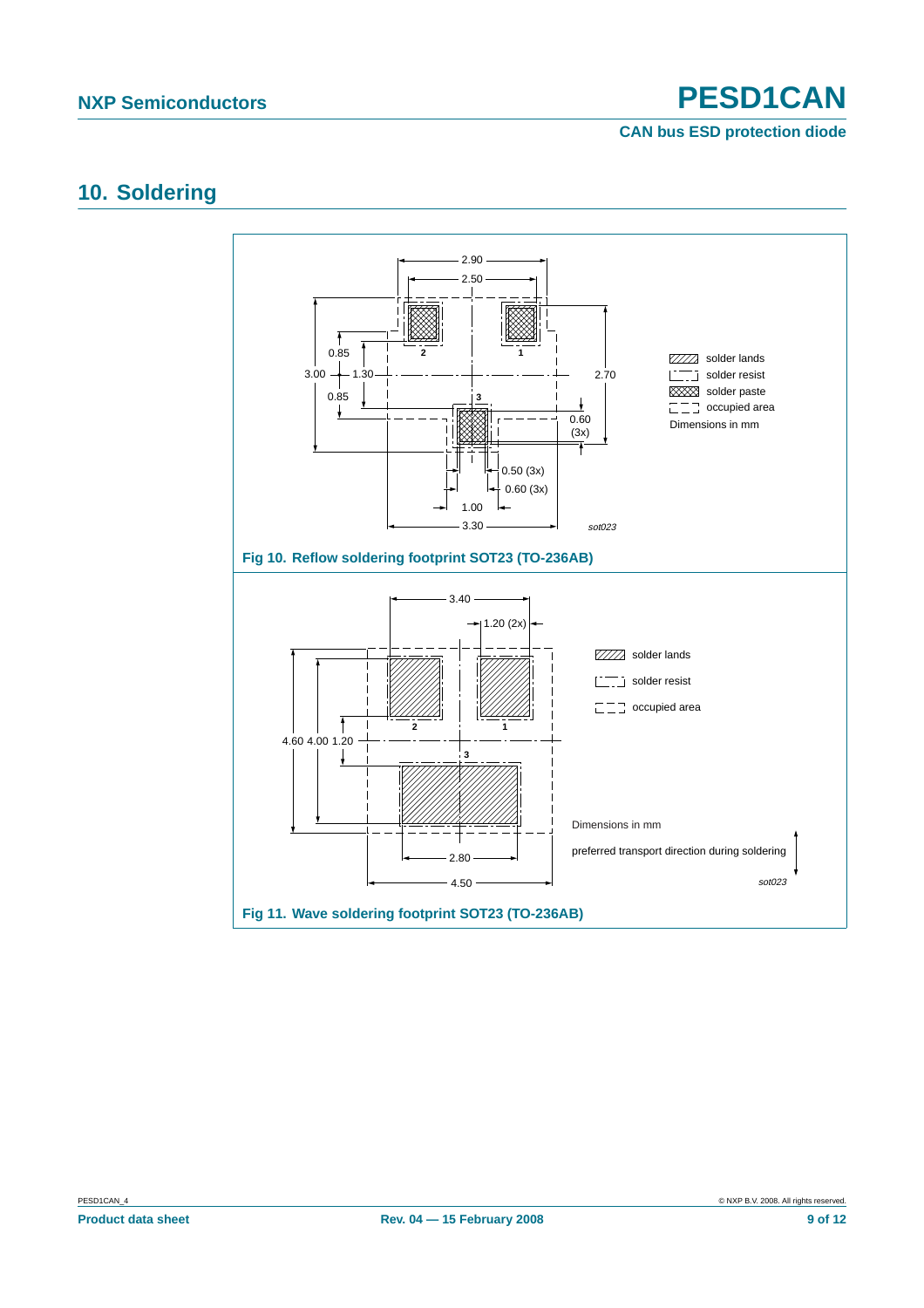# 10. Soldering

Fig 10. Reflow soldering footprint SOT23 (TO-236AB)

Fig 11. Wave soldering footprint SOT23 (TO-236AB)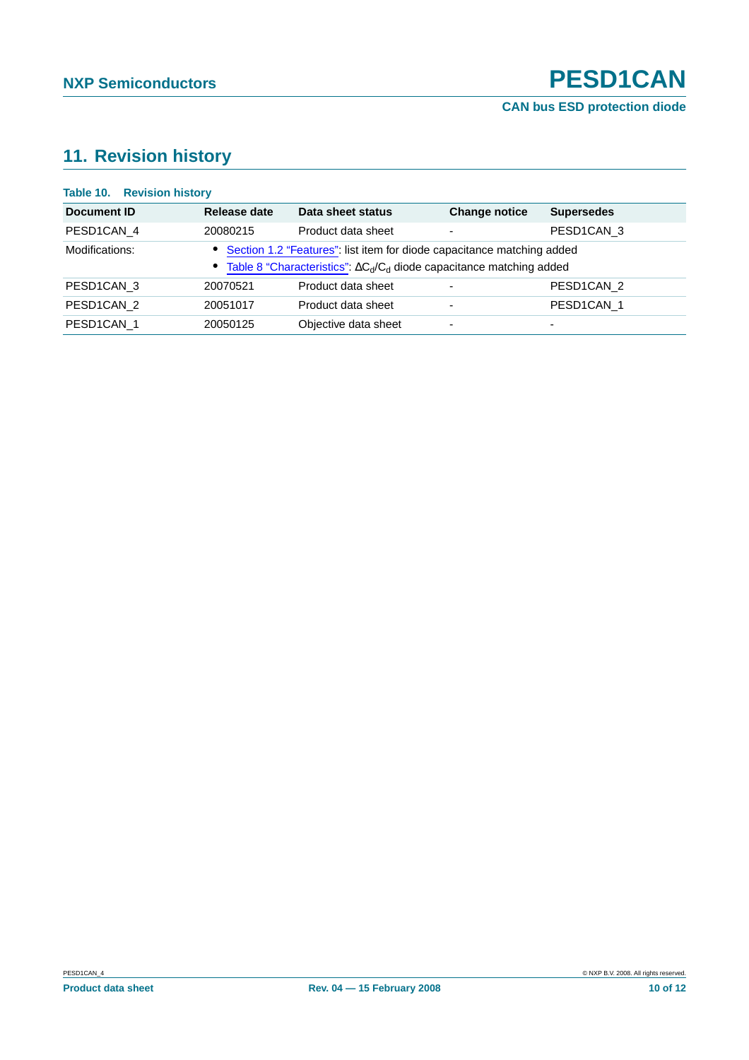## 11. Revision history

**Table 10. Revision history**

| Document ID | Release date | Data sheet status | Change notice | Supersedes |
|---|---|---|---|---|
| PESD1CAN_4 | 20080215 | Product data sheet | - | PESD1CAN_3 |
| Modifications: | • Section 1.2 "Features": list item for diode capacitance matching added<br>• Table 8 "Characteristics": $\Delta C_d/C_d$ diode capacitance matching added | | | |
| PESD1CAN_3 | 20070521 | Product data sheet | - | PESD1CAN_2 |
| PESD1CAN_2 | 20051017 | Product data sheet | - | PESD1CAN_1 |
| PESD1CAN_1 | 20050125 | Objective data sheet | - | - |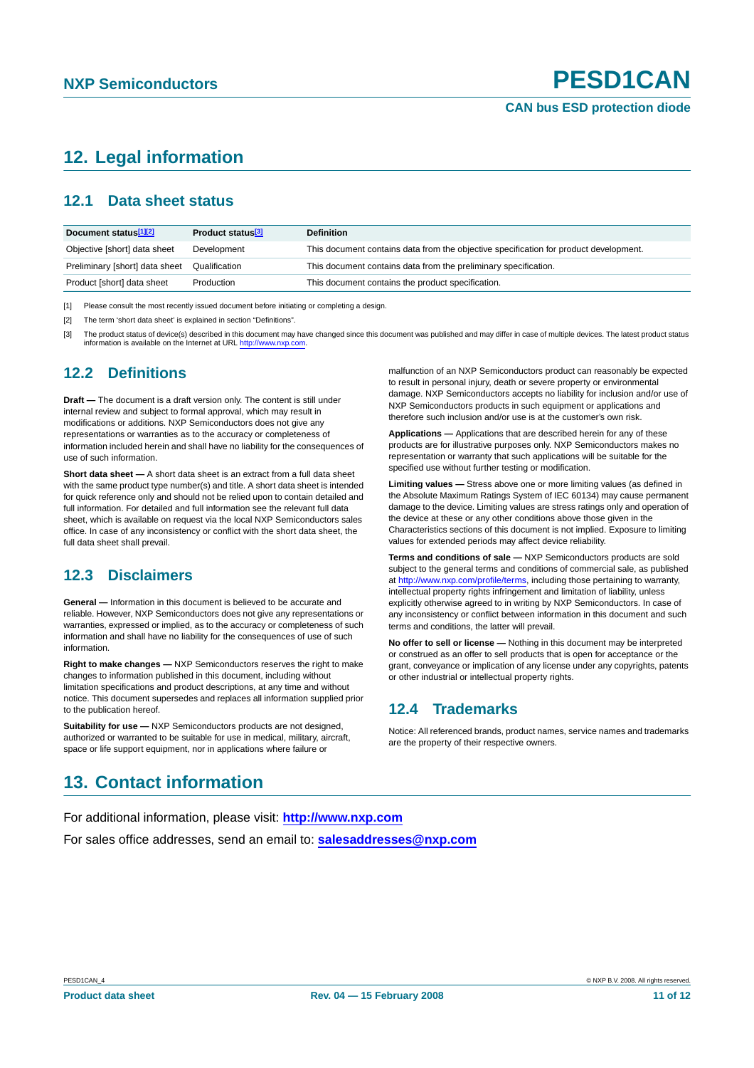## 12. Legal information

### 12.1 Data sheet status

| Document status[1][2] | Product status[3] | Definition |
|---|---|---|
| Objective [short] data sheet | Development | This document contains data from the objective specification for product development. |
| Preliminary [short] data sheet | Qualification | This document contains data from the preliminary specification. |
| Product [short] data sheet | Production | This document contains the product specification. |

[1] Please consult the most recently issued document before initiating or completing a design.

[2] The term 'short data sheet' is explained in section "Definitions".

[3] The product status of device(s) described in this document may have changed since this document was published and may differ in case of multiple devices. The latest product status information is available on the Internet at URL http://www.nxp.com.

### 12.2 Definitions

**Draft —** The document is a draft version only. The content is still under internal review and subject to formal approval, which may result in modifications or additions. NXP Semiconductors does not give any representations or warranties as to the accuracy or completeness of information included herein and shall have no liability for the consequences of use of such information.

**Short data sheet —** A short data sheet is an extract from a full data sheet with the same product type number(s) and title. A short data sheet is intended for quick reference only and should not be relied upon to contain detailed and full information. For detailed and full information see the relevant full data sheet, which is available on request via the local NXP Semiconductors sales office. In case of any inconsistency or conflict with the short data sheet, the full data sheet shall prevail.

### 12.3 Disclaimers

**General —** Information in this document is believed to be accurate and reliable. However, NXP Semiconductors does not give any representations or warranties, expressed or implied, as to the accuracy or completeness of such information and shall have no liability for the consequences of use of such information.

**Right to make changes —** NXP Semiconductors reserves the right to make changes to information published in this document, including without limitation specifications and product descriptions, at any time and without notice. This document supersedes and replaces all information supplied prior to the publication hereof.

**Suitability for use —** NXP Semiconductors products are not designed, authorized or warranted to be suitable for use in medical, military, aircraft, space or life support equipment, nor in applications where failure or malfunction of an NXP Semiconductors product can reasonably be expected to result in personal injury, death or severe property or environmental damage. NXP Semiconductors accepts no liability for inclusion and/or use of NXP Semiconductors products in such equipment or applications and therefore such inclusion and/or use is at the customer's own risk.

**Applications —** Applications that are described herein for any of these products are for illustrative purposes only. NXP Semiconductors makes no representation or warranty that such applications will be suitable for the specified use without further testing or modification.

**Limiting values —** Stress above one or more limiting values (as defined in the Absolute Maximum Ratings System of IEC 60134) may cause permanent damage to the device. Limiting values are stress ratings only and operation of the device at these or any other conditions above those given in the Characteristics sections of this document is not implied. Exposure to limiting values for extended periods may affect device reliability.

**Terms and conditions of sale —** NXP Semiconductors products are sold subject to the general terms and conditions of commercial sale, as published at http://www.nxp.com/profile/terms, including those pertaining to warranty, intellectual property rights infringement and limitation of liability, unless explicitly otherwise agreed to in writing by NXP Semiconductors. In case of any inconsistency or conflict between information in this document and such terms and conditions, the latter will prevail.

**No offer to sell or license —** Nothing in this document may be interpreted or construed as an offer to sell products that is open for acceptance or the grant, conveyance or implication of any license under any copyrights, patents or other industrial or intellectual property rights.

### 12.4 Trademarks

Notice: All referenced brands, product names, service names and trademarks are the property of their respective owners.

## 13. Contact information

For additional information, please visit: **http://www.nxp.com**

For sales office addresses, send an email to: **salesaddresses@nxp.com**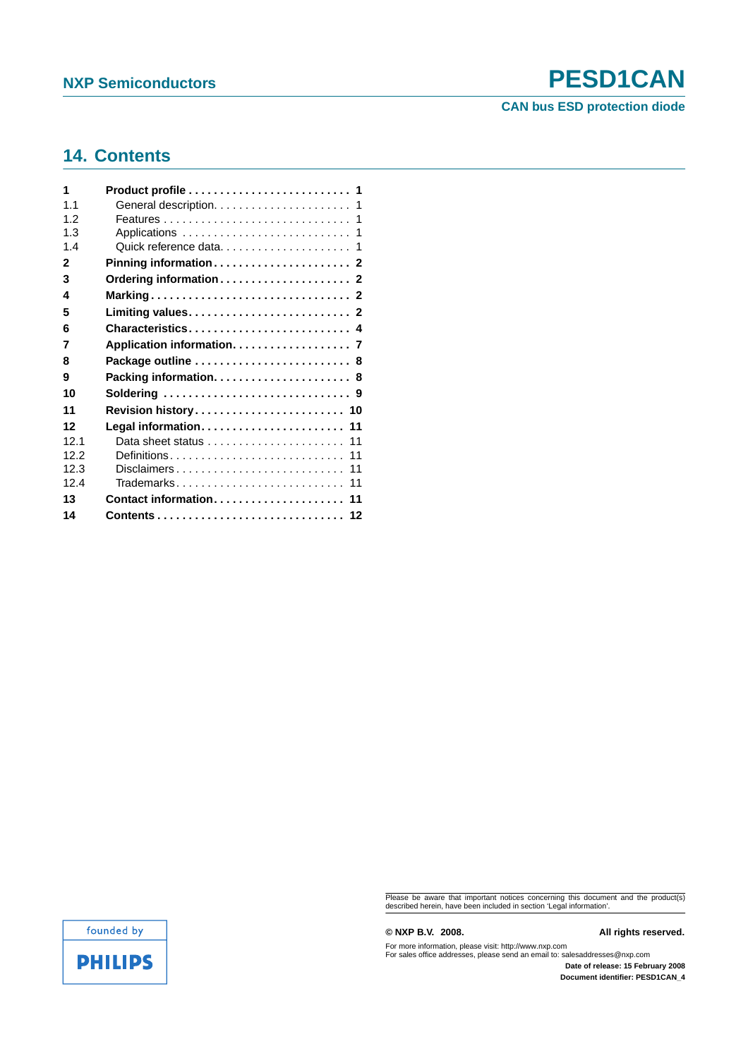## 14. Contents

| | | |
|---|---|---|
| **1** | **Product profile** | **1** |
| 1.1 | General description | 1 |
| 1.2 | Features | 1 |
| 1.3 | Applications | 1 |
| 1.4 | Quick reference data | 1 |
| **2** | **Pinning information** | **2** |
| **3** | **Ordering information** | **2** |
| **4** | **Marking** | **2** |
| **5** | **Limiting values** | **2** |
| **6** | **Characteristics** | **4** |
| **7** | **Application information** | **7** |
| **8** | **Package outline** | **8** |
| **9** | **Packing information** | **8** |
| **10** | **Soldering** | **9** |
| **11** | **Revision history** | **10** |
| **12** | **Legal information** | **11** |
| 12.1 | Data sheet status | 11 |
| 12.2 | Definitions | 11 |
| 12.3 | Disclaimers | 11 |
| 12.4 | Trademarks | 11 |
| **13** | **Contact information** | **11** |
| **14** | **Contents** | **12** |

Please be aware that important notices concerning this document and the product(s) described herein, have been included in section 'Legal information'.

**© NXP B.V. 2008.** **All rights reserved.**

For more information, please visit: http://www.nxp.com
For sales office addresses, please send an email to: salesaddresses@nxp.com

**Date of release: 15 February 2008**

**Document identifier: PESD1CAN_4**

founded by PHILIPS